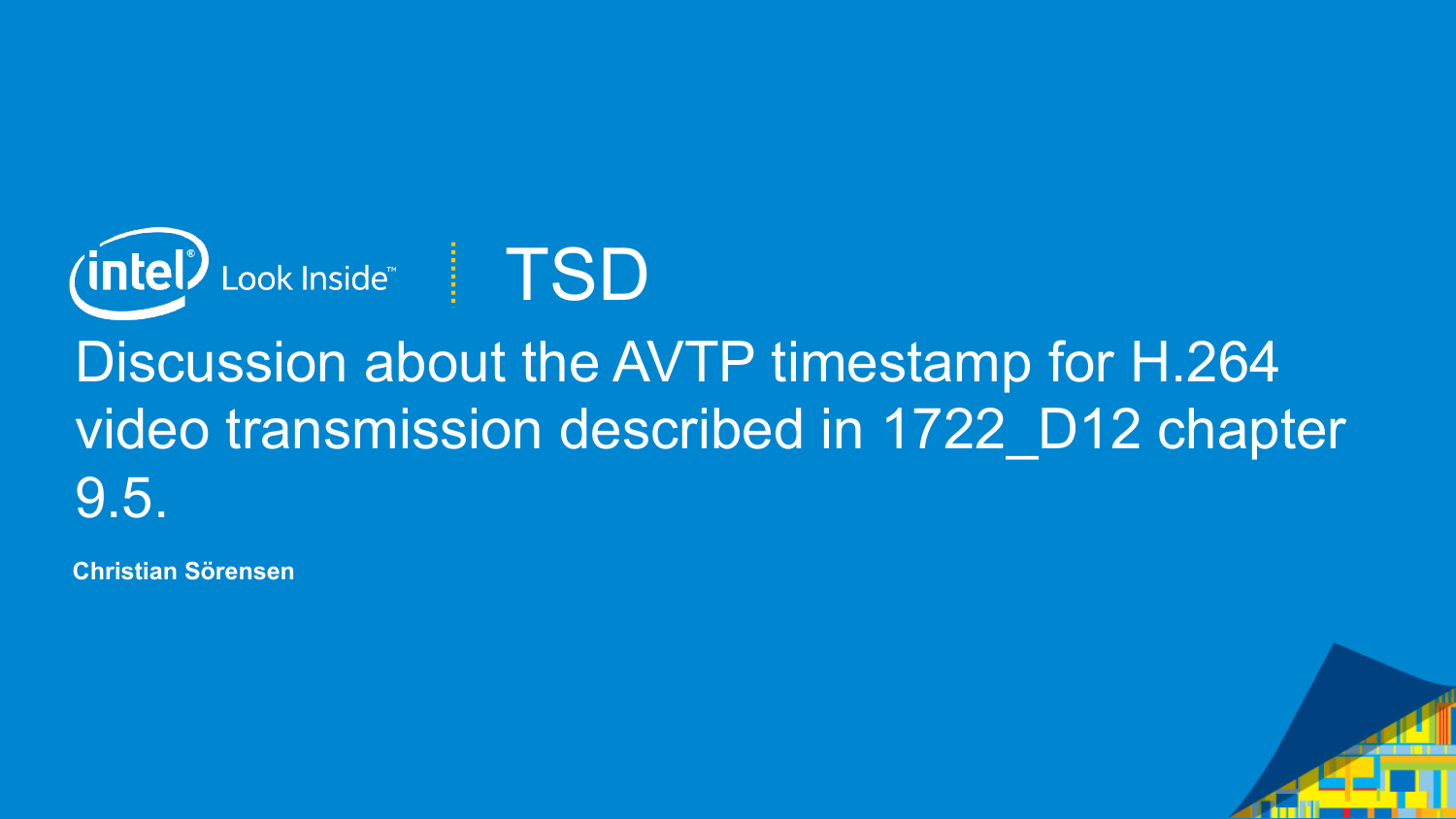intel Look Inside™ | TSD

# Discussion about the AVTP timestamp for H.264 video transmission described in 1722_D12 chapter 9.5.

**Christian Sörensen**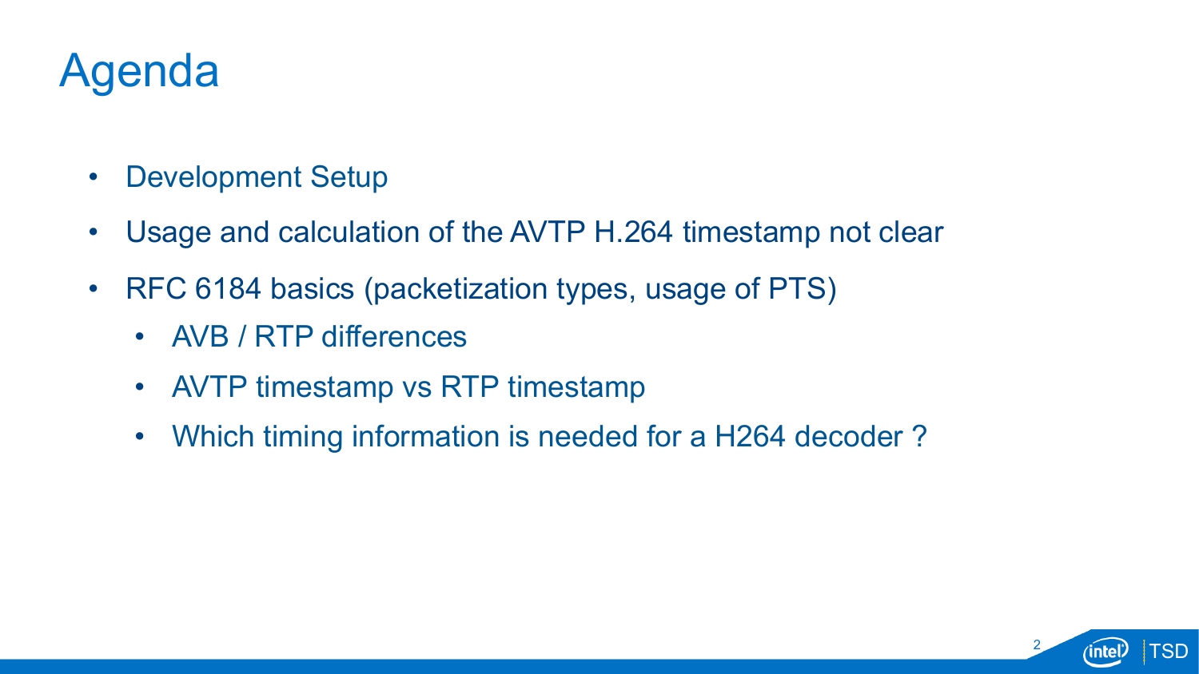# Agenda

- Development Setup
- Usage and calculation of the AVTP H.264 timestamp not clear
- RFC 6184 basics (packetization types, usage of PTS)
  - AVB / RTP differences
  - AVTP timestamp vs RTP timestamp
  - Which timing information is needed for a H264 decoder ?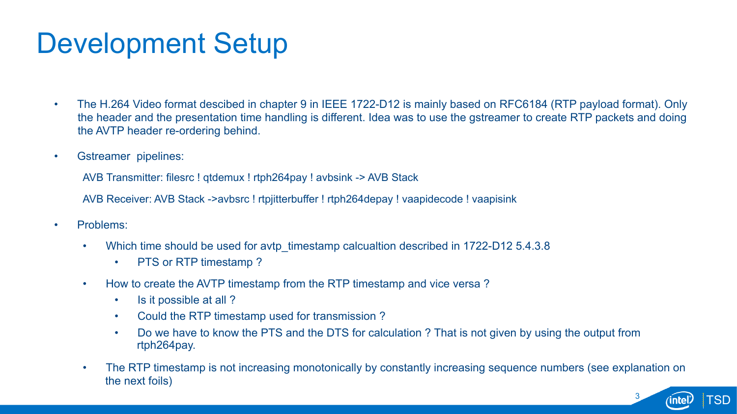# Development Setup

- The H.264 Video format descibed in chapter 9 in IEEE 1722-D12 is mainly based on RFC6184 (RTP payload format). Only the header and the presentation time handling is different. Idea was to use the gstreamer to create RTP packets and doing the AVTP header re-ordering behind.

- Gstreamer pipelines:

  AVB Transmitter: filesrc ! qtdemux ! rtph264pay ! avbsink -> AVB Stack

  AVB Receiver: AVB Stack ->avbsrc ! rtpjitterbuffer ! rtph264depay ! vaapidecode ! vaapisink

- Problems:
  - Which time should be used for avtp_timestamp calcualtion described in 1722-D12 5.4.3.8
    - PTS or RTP timestamp ?
  - How to create the AVTP timestamp from the RTP timestamp and vice versa ?
    - Is it possible at all ?
    - Could the RTP timestamp used for transmission ?
    - Do we have to know the PTS and the DTS for calculation ? That is not given by using the output from rtph264pay.
  - The RTP timestamp is not increasing monotonically by constantly increasing sequence numbers (see explanation on the next foils)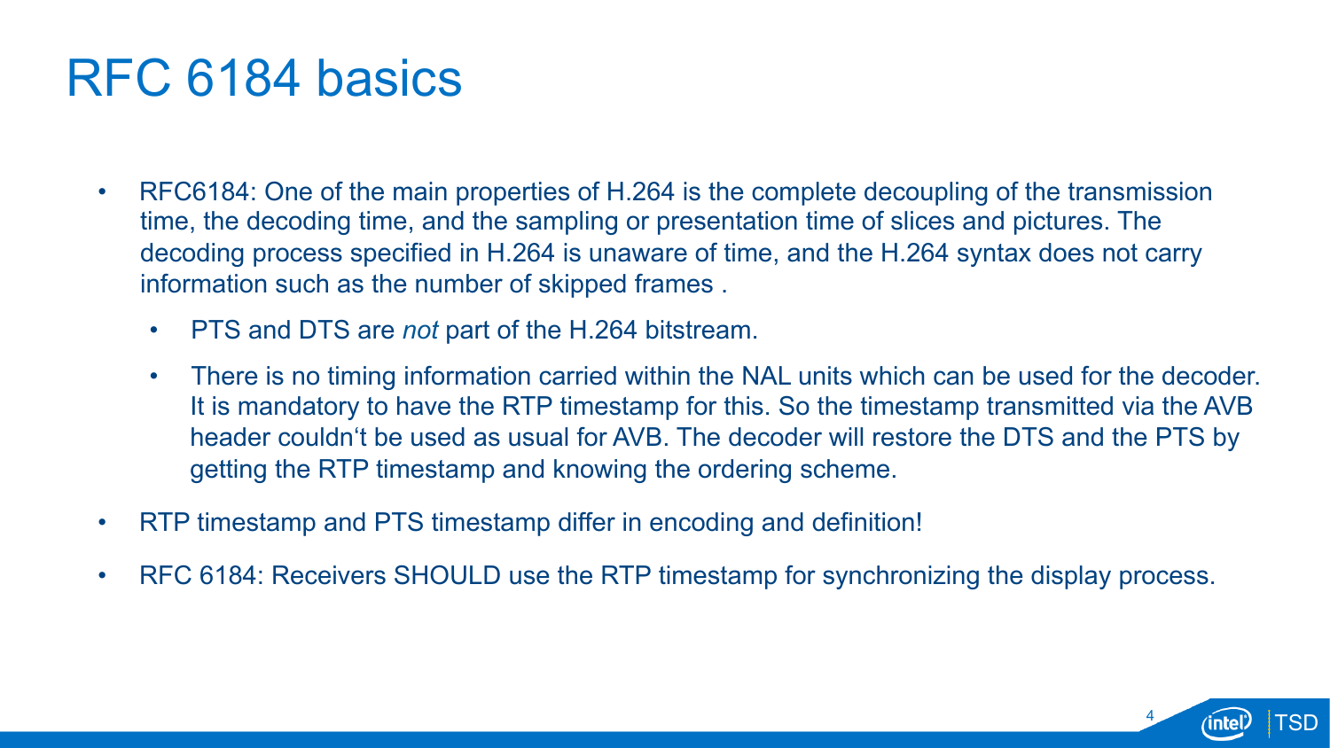# RFC 6184 basics

- RFC6184: One of the main properties of H.264 is the complete decoupling of the transmission time, the decoding time, and the sampling or presentation time of slices and pictures. The decoding process specified in H.264 is unaware of time, and the H.264 syntax does not carry information such as the number of skipped frames .
  - PTS and DTS are *not* part of the H.264 bitstream.
  - There is no timing information carried within the NAL units which can be used for the decoder. It is mandatory to have the RTP timestamp for this. So the timestamp transmitted via the AVB header couldn‘t be used as usual for AVB. The decoder will restore the DTS and the PTS by getting the RTP timestamp and knowing the ordering scheme.
- RTP timestamp and PTS timestamp differ in encoding and definition!
- RFC 6184: Receivers SHOULD use the RTP timestamp for synchronizing the display process.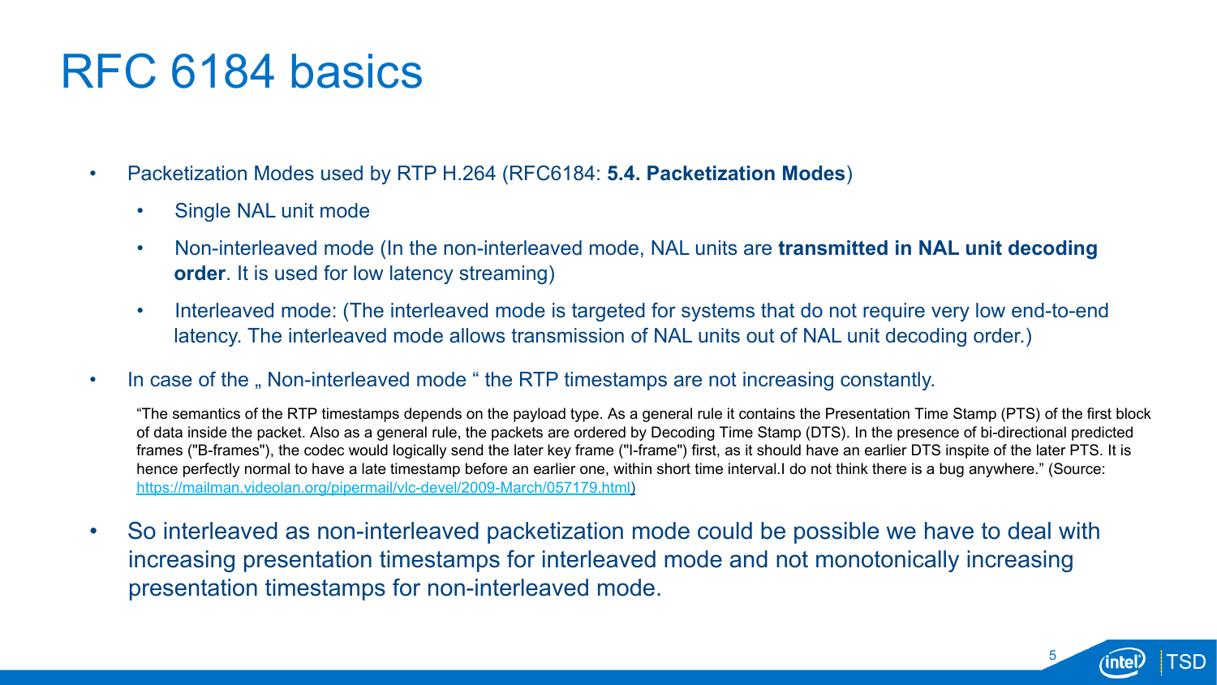# RFC 6184 basics

- Packetization Modes used by RTP H.264 (RFC6184: **5.4. Packetization Modes**)
  - Single NAL unit mode
  - Non-interleaved mode (In the non-interleaved mode, NAL units are **transmitted in NAL unit decoding order**. It is used for low latency streaming)
  - Interleaved mode: (The interleaved mode is targeted for systems that do not require very low end-to-end latency. The interleaved mode allows transmission of NAL units out of NAL unit decoding order.)
- In case of the „ Non-interleaved mode “ the RTP timestamps are not increasing constantly.

  “The semantics of the RTP timestamps depends on the payload type. As a general rule it contains the Presentation Time Stamp (PTS) of the first block of data inside the packet. Also as a general rule, the packets are ordered by Decoding Time Stamp (DTS). In the presence of bi-directional predicted frames ("B-frames"), the codec would logically send the later key frame ("I-frame") first, as it should have an earlier DTS inspite of the later PTS. It is hence perfectly normal to have a late timestamp before an earlier one, within short time interval.I do not think there is a bug anywhere.” (Source: https://mailman.videolan.org/pipermail/vlc-devel/2009-March/057179.html)

- So interleaved as non-interleaved packetization mode could be possible we have to deal with increasing presentation timestamps for interleaved mode and not monotonically increasing presentation timestamps for non-interleaved mode.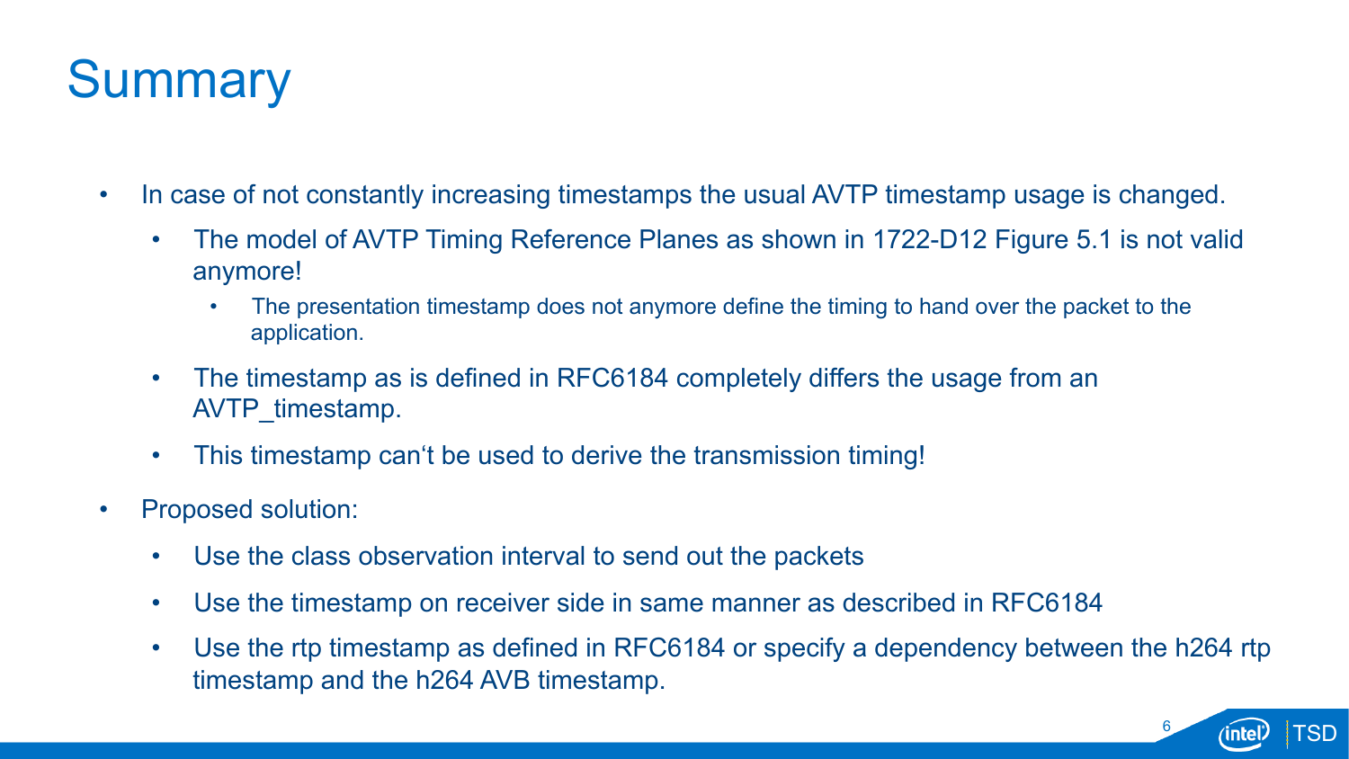# Summary

- In case of not constantly increasing timestamps the usual AVTP timestamp usage is changed.
  - The model of AVTP Timing Reference Planes as shown in 1722-D12 Figure 5.1 is not valid anymore!
    - The presentation timestamp does not anymore define the timing to hand over the packet to the application.
  - The timestamp as is defined in RFC6184 completely differs the usage from an AVTP_timestamp.
  - This timestamp can‘t be used to derive the transmission timing!
- Proposed solution:
  - Use the class observation interval to send out the packets
  - Use the timestamp on receiver side in same manner as described in RFC6184
  - Use the rtp timestamp as defined in RFC6184 or specify a dependency between the h264 rtp timestamp and the h264 AVB timestamp.